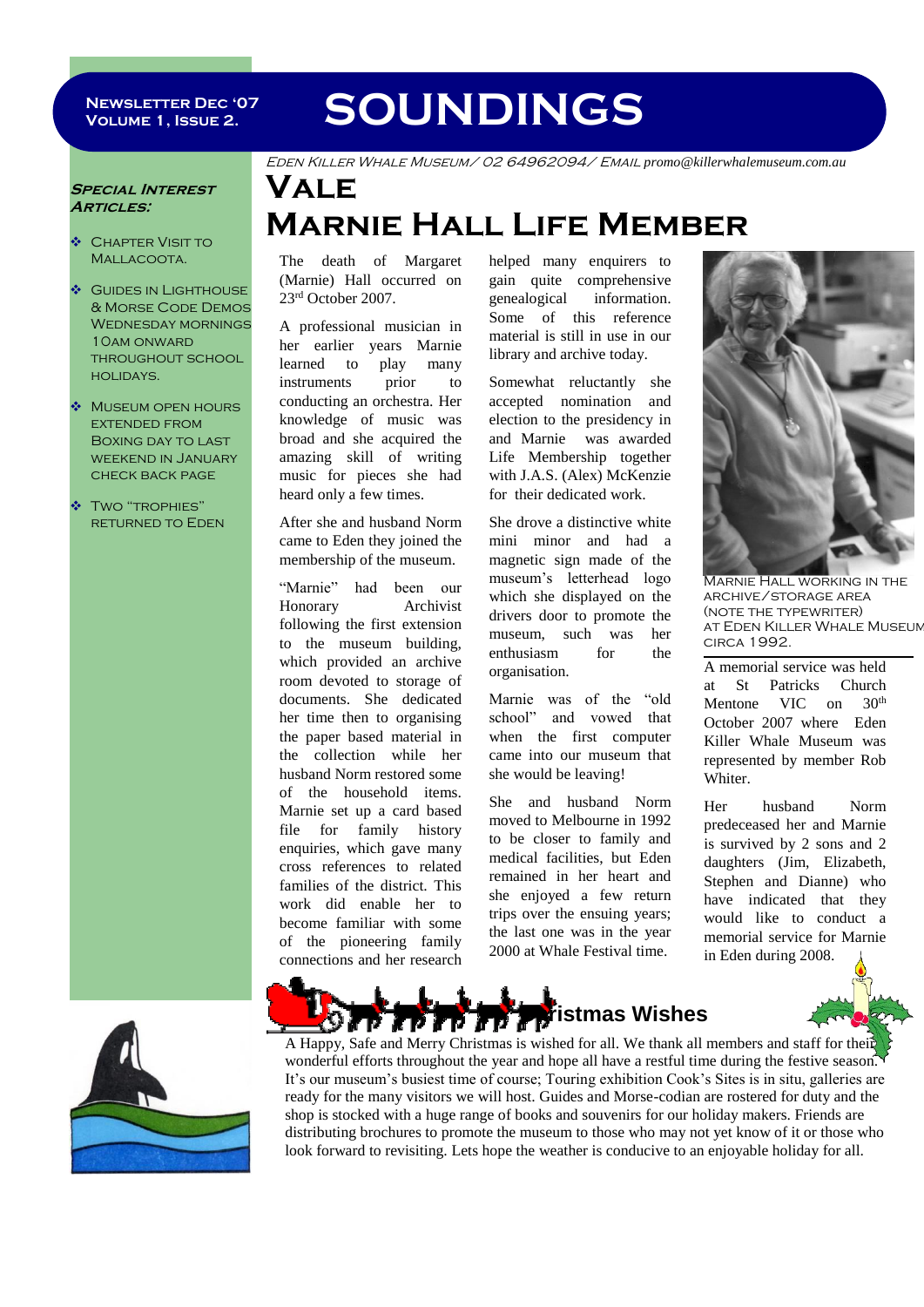Newsletter Dec '07
Volume 1, Issue 2.

# SOUNDINGS

*Eden Killer Whale Museum/ 02 64962094/ Email promo@killerwhalemuseum.com.au*

***Special Interest Articles:***

- Chapter Visit to Mallacoota.
- Guides in Lighthouse & Morse Code Demos Wednesday mornings 10am onward throughout school holidays.
- Museum open hours extended from Boxing Day to last weekend in January check back page
- Two "trophies" returned to Eden

## Vale
## Marnie Hall Life Member

The death of Margaret (Marnie) Hall occurred on 23rd October 2007.

A professional musician in her earlier years Marnie learned to play many instruments prior to conducting an orchestra. Her knowledge of music was broad and she acquired the amazing skill of writing music for pieces she had heard only a few times.

After she and husband Norm came to Eden they joined the membership of the museum.

"Marnie" had been our Honorary Archivist following the first extension to the museum building, which provided an archive room devoted to storage of documents. She dedicated her time then to organising the paper based material in the collection while her husband Norm restored some of the household items. Marnie set up a card based file for family history enquiries, which gave many cross references to related families of the district. This work did enable her to become familiar with some of the pioneering family connections and her research helped many enquirers to gain quite comprehensive genealogical information. Some of this reference material is still in use in our library and archive today.

Somewhat reluctantly she accepted nomination and election to the presidency in and Marnie was awarded Life Membership together with J.A.S. (Alex) McKenzie for their dedicated work.

She drove a distinctive white mini minor and had a magnetic sign made of the museum's letterhead logo which she displayed on the drivers door to promote the museum, such was her enthusiasm for the organisation.

Marnie was of the "old school" and vowed that when the first computer came into our museum that she would be leaving!

She and husband Norm moved to Melbourne in 1992 to be closer to family and medical facilities, but Eden remained in her heart and she enjoyed a few return trips over the ensuing years; the last one was in the year 2000 at Whale Festival time.

Marnie Hall working in the archive/storage area (note the typewriter) at Eden Killer Whale Museum circa 1992.

A memorial service was held at St Patricks Church Mentone VIC on 30th October 2007 where Eden Killer Whale Museum was represented by member Rob Whiter.

Her husband Norm predeceased her and Marnie is survived by 2 sons and 2 daughters (Jim, Elizabeth, Stephen and Dianne) who have indicated that they would like to conduct a memorial service for Marnie in Eden during 2008.

## Christmas Wishes

A Happy, Safe and Merry Christmas is wished for all. We thank all members and staff for their wonderful efforts throughout the year and hope all have a restful time during the festive season. It's our museum's busiest time of course; Touring exhibition Cook's Sites is in situ, galleries are ready for the many visitors we will host. Guides and Morse-codian are rostered for duty and the shop is stocked with a huge range of books and souvenirs for our holiday makers. Friends are distributing brochures to promote the museum to those who may not yet know of it or those who look forward to revisiting. Lets hope the weather is conducive to an enjoyable holiday for all.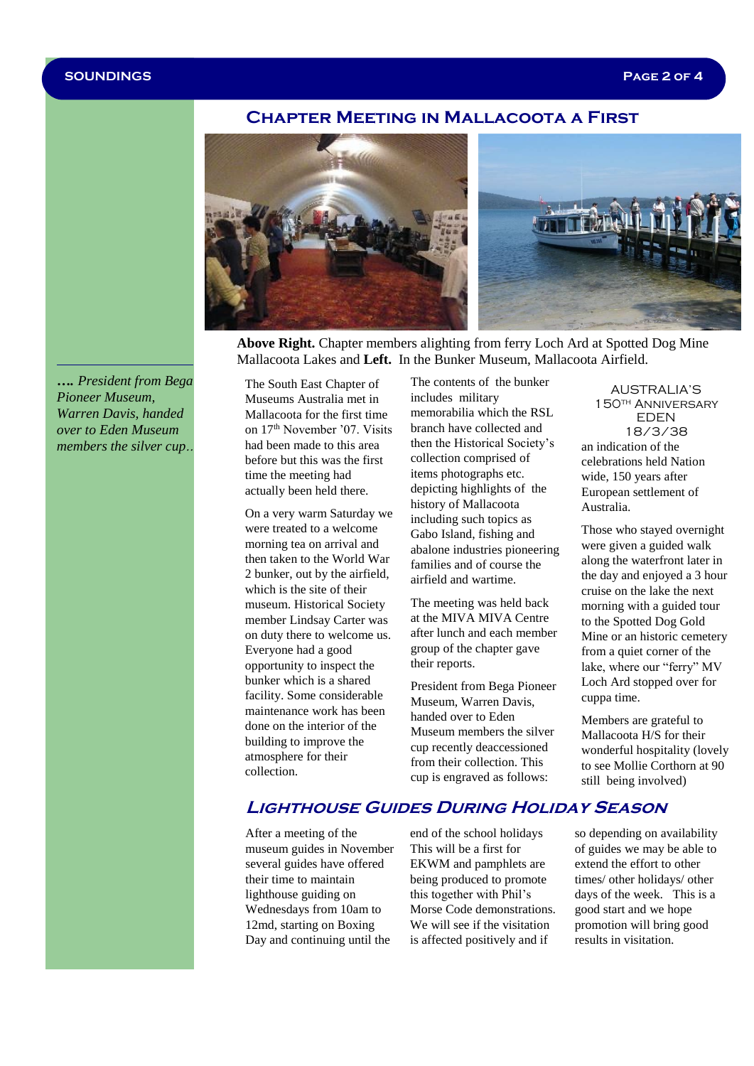## Chapter Meeting in Mallacoota a First

**Above Right.** Chapter members alighting from ferry Loch Ard at Spotted Dog Mine Mallacoota Lakes and **Left.** In the Bunker Museum, Mallacoota Airfield.

*…. President from Bega Pioneer Museum, Warren Davis, handed over to Eden Museum members the silver cup…*

The South East Chapter of Museums Australia met in Mallacoota for the first time on 17th November '07. Visits had been made to this area before but this was the first time the meeting had actually been held there.

On a very warm Saturday we were treated to a welcome morning tea on arrival and then taken to the World War 2 bunker, out by the airfield, which is the site of their museum. Historical Society member Lindsay Carter was on duty there to welcome us. Everyone had a good opportunity to inspect the bunker which is a shared facility. Some considerable maintenance work has been done on the interior of the building to improve the atmosphere for their collection.

The contents of the bunker includes military memorabilia which the RSL branch have collected and then the Historical Society's collection comprised of items photographs etc. depicting highlights of the history of Mallacoota including such topics as Gabo Island, fishing and abalone industries pioneering families and of course the airfield and wartime.

The meeting was held back at the MIVA MIVA Centre after lunch and each member group of the chapter gave their reports.

President from Bega Pioneer Museum, Warren Davis, handed over to Eden Museum members the silver cup recently deaccessioned from their collection. This cup is engraved as follows:

AUSTRALIA'S
150TH ANNIVERSARY
EDEN
18/3/38

an indication of the celebrations held Nation wide, 150 years after European settlement of Australia.

Those who stayed overnight were given a guided walk along the waterfront later in the day and enjoyed a 3 hour cruise on the lake the next morning with a guided tour to the Spotted Dog Gold Mine or an historic cemetery from a quiet corner of the lake, where our "ferry" MV Loch Ard stopped over for cuppa time.

Members are grateful to Mallacoota H/S for their wonderful hospitality (lovely to see Mollie Corthorn at 90 still being involved)

## *Lighthouse Guides During Holiday Season*

After a meeting of the museum guides in November several guides have offered their time to maintain lighthouse guiding on Wednesdays from 10am to 12md, starting on Boxing Day and continuing until the end of the school holidays This will be a first for EKWM and pamphlets are being produced to promote this together with Phil's Morse Code demonstrations. We will see if the visitation is affected positively and if so depending on availability of guides we may be able to extend the effort to other times/ other holidays/ other days of the week. This is a good start and we hope promotion will bring good results in visitation.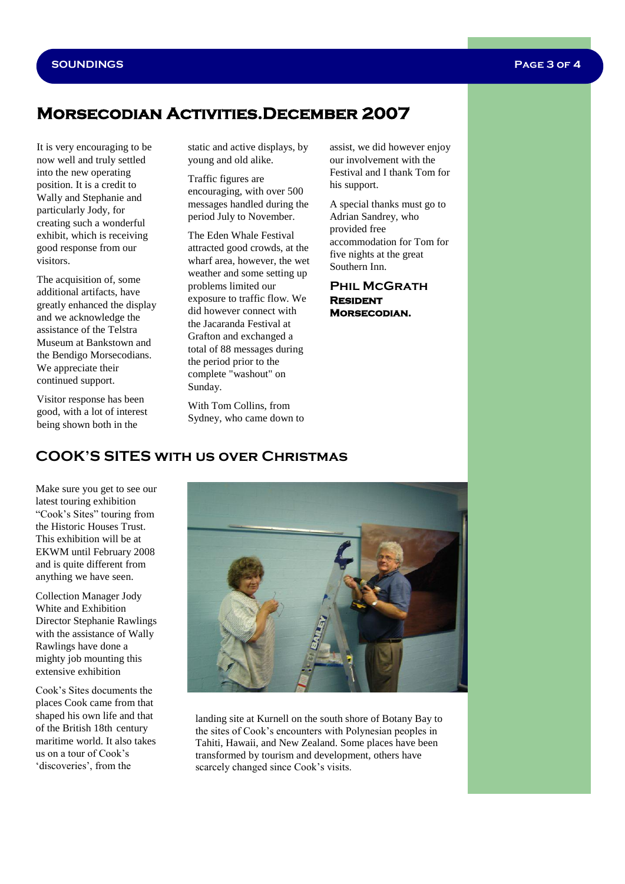## Morsecodian Activities.December 2007

It is very encouraging to be now well and truly settled into the new operating position. It is a credit to Wally and Stephanie and particularly Jody, for creating such a wonderful exhibit, which is receiving good response from our visitors.

The acquisition of, some additional artifacts, have greatly enhanced the display and we acknowledge the assistance of the Telstra Museum at Bankstown and the Bendigo Morsecodians. We appreciate their continued support.

Visitor response has been good, with a lot of interest being shown both in the static and active displays, by young and old alike.

Traffic figures are encouraging, with over 500 messages handled during the period July to November.

The Eden Whale Festival attracted good crowds, at the wharf area, however, the wet weather and some setting up problems limited our exposure to traffic flow. We did however connect with the Jacaranda Festival at Grafton and exchanged a total of 88 messages during the period prior to the complete "washout" on Sunday.

With Tom Collins, from Sydney, who came down to assist, we did however enjoy our involvement with the Festival and I thank Tom for his support.

A special thanks must go to Adrian Sandrey, who provided free accommodation for Tom for five nights at the great Southern Inn.

**Phil McGrath**
**Resident Morsecodian.**

## COOK'S SITES with us over Christmas

Make sure you get to see our latest touring exhibition "Cook's Sites" touring from the Historic Houses Trust. This exhibition will be at EKWM until February 2008 and is quite different from anything we have seen.

Collection Manager Jody White and Exhibition Director Stephanie Rawlings with the assistance of Wally Rawlings have done a mighty job mounting this extensive exhibition

Cook's Sites documents the places Cook came from that shaped his own life and that of the British 18th century maritime world. It also takes us on a tour of Cook's 'discoveries', from the landing site at Kurnell on the south shore of Botany Bay to the sites of Cook's encounters with Polynesian peoples in Tahiti, Hawaii, and New Zealand. Some places have been transformed by tourism and development, others have scarcely changed since Cook's visits.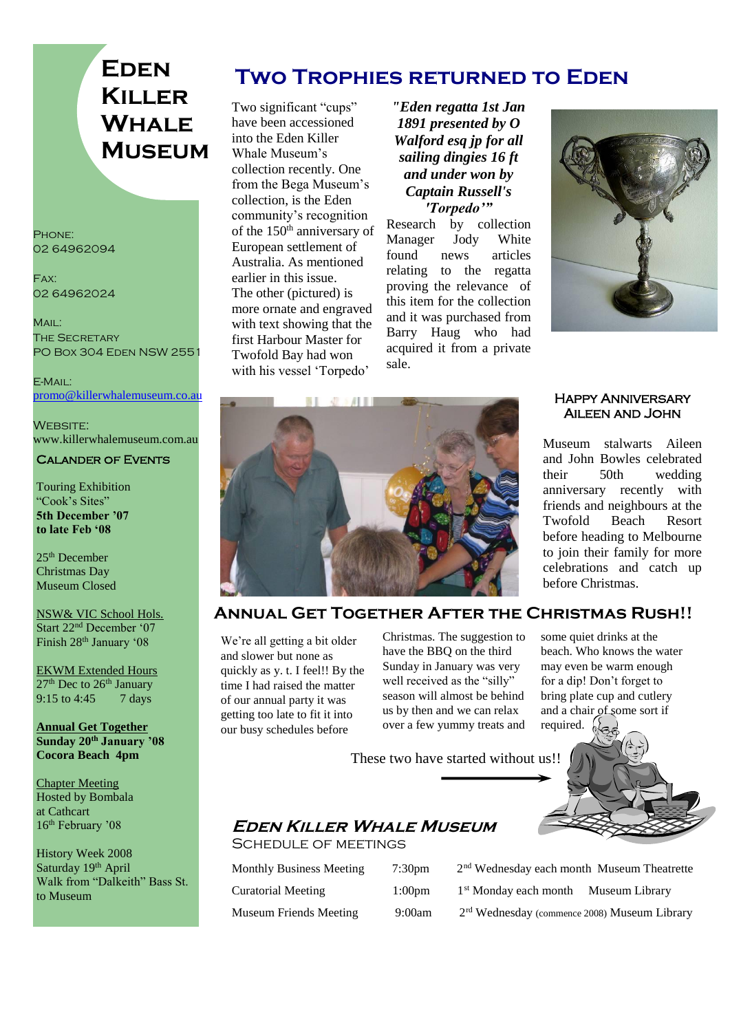# Eden Killer Whale Museum

Phone:
02 64962094

Fax:
02 64962024

Mail:
The Secretary
PO Box 304 Eden NSW 2551

E-Mail:
promo@killerwhalemuseum.co.au

Website:
www.killerwhalemuseum.com.au

### Calander of Events

Touring Exhibition
"Cook's Sites"
**5th December '07**
**to late Feb '08**

25th December
Christmas Day
Museum Closed

NSW& VIC School Hols.
Start 22nd December '07
Finish 28th January '08

EKWM Extended Hours
27th Dec to 26th January
9:15 to 4:45 7 days

**Annual Get Together**
**Sunday 20th January '08**
**Cocora Beach 4pm**

Chapter Meeting
Hosted by Bombala
at Cathcart
16th February '08

History Week 2008
Saturday 19th April
Walk from "Dalkeith" Bass St.
to Museum

## Two Trophies returned to Eden

Two significant "cups" have been accessioned into the Eden Killer Whale Museum's collection recently. One from the Bega Museum's collection, is the Eden community's recognition of the 150th anniversary of European settlement of Australia. As mentioned earlier in this issue.

The other (pictured) is more ornate and engraved with text showing that the first Harbour Master for Twofold Bay had won with his vessel 'Torpedo'

***"Eden regatta 1st Jan 1891 presented by O Walford esq jp for all sailing dingies 16 ft and under won by Captain Russell's 'Torpedo'"***

Research by collection Manager Jody White found news articles relating to the regatta proving the relevance of this item for the collection and it was purchased from Barry Haug who had acquired it from a private sale.

### Happy Anniversary Aileen and John

Museum stalwarts Aileen and John Bowles celebrated their 50th wedding anniversary recently with friends and neighbours at the Twofold Beach Resort before heading to Melbourne to join their family for more celebrations and catch up before Christmas.

## Annual Get Together After the Christmas Rush!!

We're all getting a bit older and slower but none as quickly as y. t. I feel!! By the time I had raised the matter of our annual party it was getting too late to fit it into our busy schedules before Christmas. The suggestion to have the BBQ on the third Sunday in January was very well received as the "silly" season will almost be behind us by then and we can relax over a few yummy treats and some quiet drinks at the beach. Who knows the water may even be warm enough for a dip! Don't forget to bring plate cup and cutlery and a chair of some sort if required.

These two have started without us!!

## *Eden Killer Whale Museum*

Schedule of Meetings

| | | | |
|---|---|---|---|
| Monthly Business Meeting | 7:30pm | 2nd Wednesday each month | Museum Theatrette |
| Curatorial Meeting | 1:00pm | 1st Monday each month | Museum Library |
| Museum Friends Meeting | 9:00am | 2rd Wednesday (commence 2008) | Museum Library |